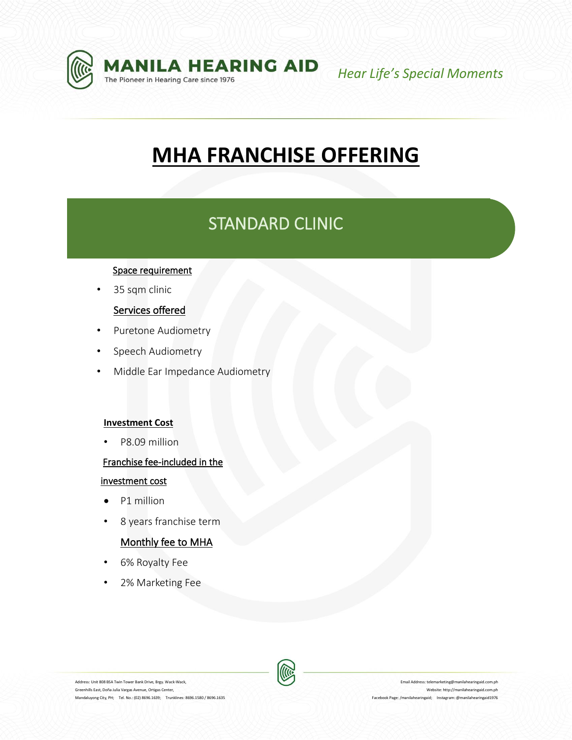# MHA FRANCHISE OFFERING

## STANDARD CLINIC

Space requirement

- 35 sqm clinic

Services offered

- Puretone Audiometry
- Speech Audiometry
- Middle Ear Impedance Audiometry

**Investment Cost**

- P8.09 million

Franchise fee-included in the investment cost

- P1 million
- 8 years franchise term

Monthly fee to MHA

- 6% Royalty Fee
- 2% Marketing Fee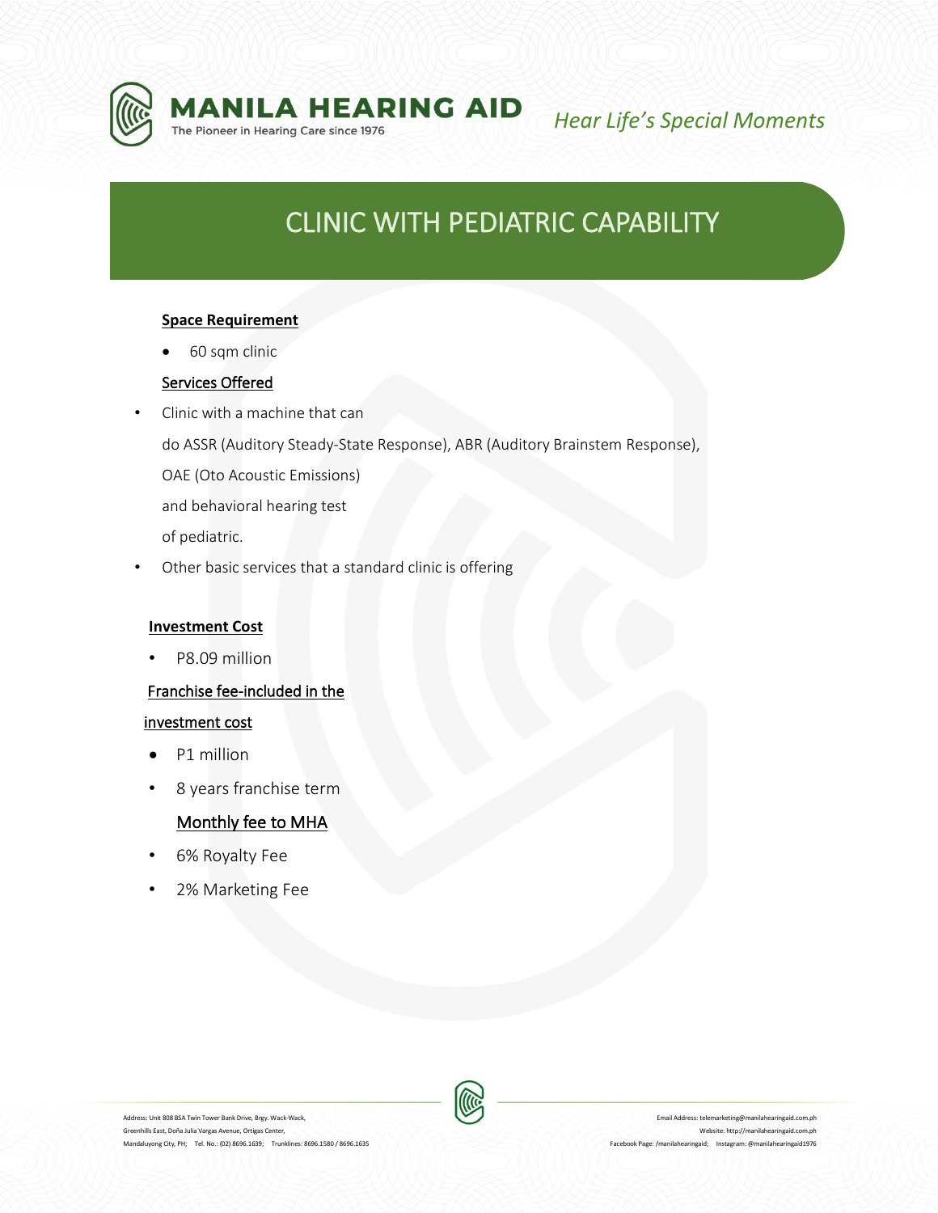# CLINIC WITH PEDIATRIC CAPABILITY

**Space Requirement**

- 60 sqm clinic

Services Offered

- Clinic with a machine that can do ASSR (Auditory Steady-State Response), ABR (Auditory Brainstem Response), OAE (Oto Acoustic Emissions) and behavioral hearing test of pediatric.
- Other basic services that a standard clinic is offering

**Investment Cost**

- P8.09 million

Franchise fee-included in the investment cost

- P1 million
- 8 years franchise term

Monthly fee to MHA

- 6% Royalty Fee
- 2% Marketing Fee